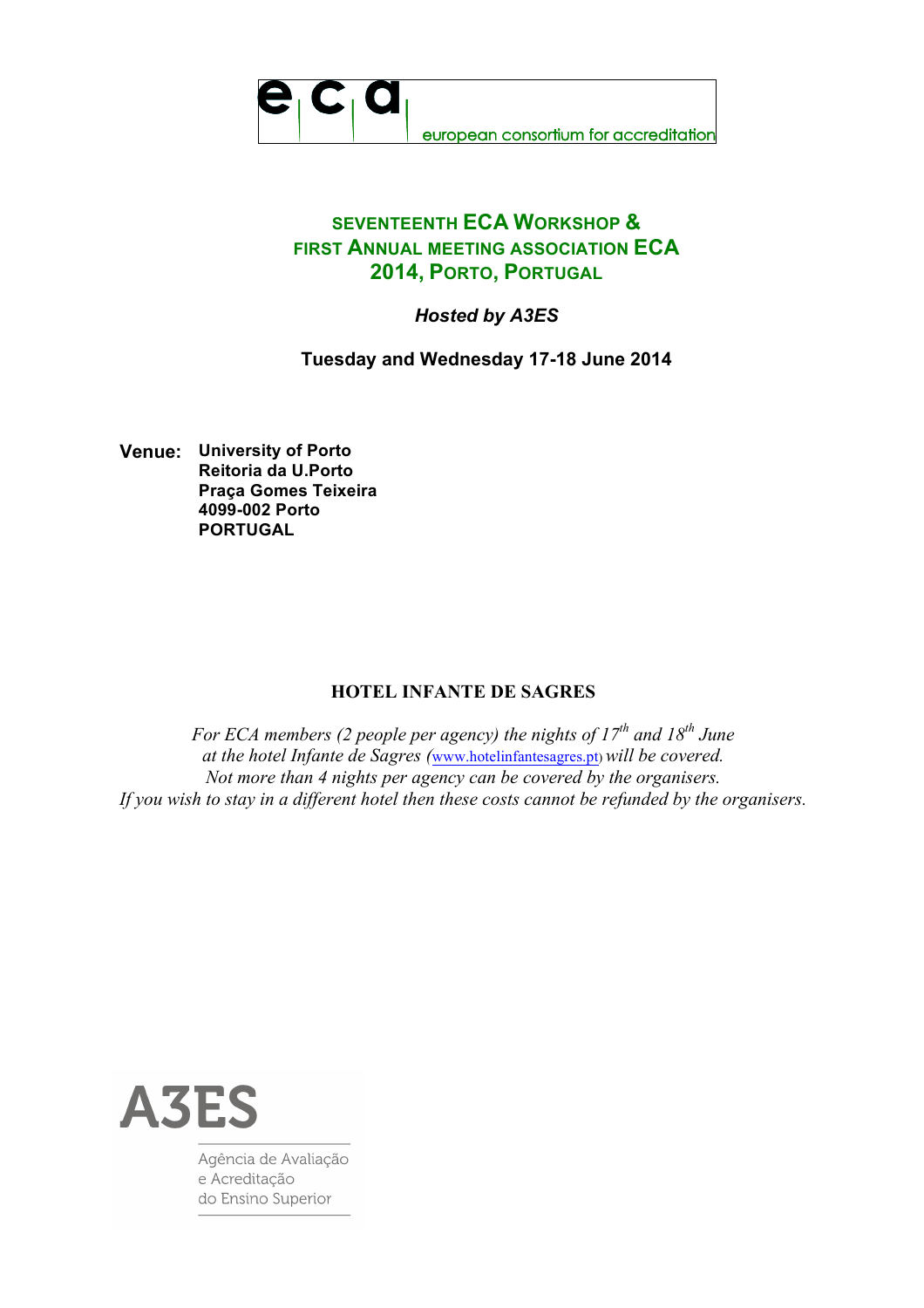e c a european consortium for accreditation

# SEVENTEENTH ECA WORKSHOP & FIRST ANNUAL MEETING ASSOCIATION ECA 2014, PORTO, PORTUGAL

***Hosted by A3ES***

**Tuesday and Wednesday 17-18 June 2014**

**Venue:** **University of Porto**
**Reitoria da U.Porto**
**Praça Gomes Teixeira**
**4099-002 Porto**
**PORTUGAL**

## HOTEL INFANTE DE SAGRES

*For ECA members (2 people per agency) the nights of 17th and 18th June at the hotel Infante de Sagres (www.hotelinfantesagres.pt) will be covered. Not more than 4 nights per agency can be covered by the organisers. If you wish to stay in a different hotel then these costs cannot be refunded by the organisers.*

A3ES
Agência de Avaliação e Acreditação do Ensino Superior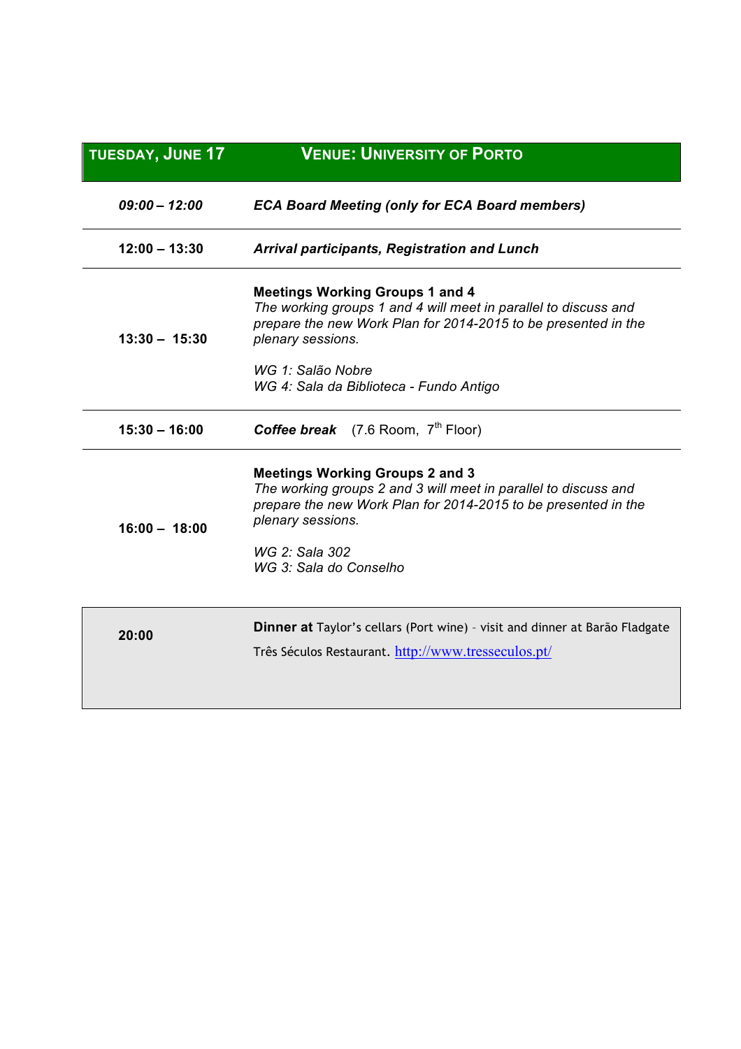| TUESDAY, JUNE 17 | VENUE: UNIVERSITY OF PORTO |
|---|---|
| *09:00 – 12:00* | ***ECA Board Meeting (only for ECA Board members)*** |
| 12:00 – 13:30 | ***Arrival participants, Registration and Lunch*** |
| 13:30 – 15:30 | **Meetings Working Groups 1 and 4**<br>*The working groups 1 and 4 will meet in parallel to discuss and prepare the new Work Plan for 2014-2015 to be presented in the plenary sessions.*<br><br>*WG 1: Salão Nobre*<br>*WG 4: Sala da Biblioteca - Fundo Antigo* |
| 15:30 – 16:00 | ***Coffee break*** (7.6 Room, 7th Floor) |
| 16:00 – 18:00 | **Meetings Working Groups 2 and 3**<br>*The working groups 2 and 3 will meet in parallel to discuss and prepare the new Work Plan for 2014-2015 to be presented in the plenary sessions.*<br><br>*WG 2: Sala 302*<br>*WG 3: Sala do Conselho* |
| 20:00 | **Dinner at** Taylor's cellars (Port wine) – visit and dinner at Barão Fladgate Três Séculos Restaurant. http://www.tresseculos.pt/ |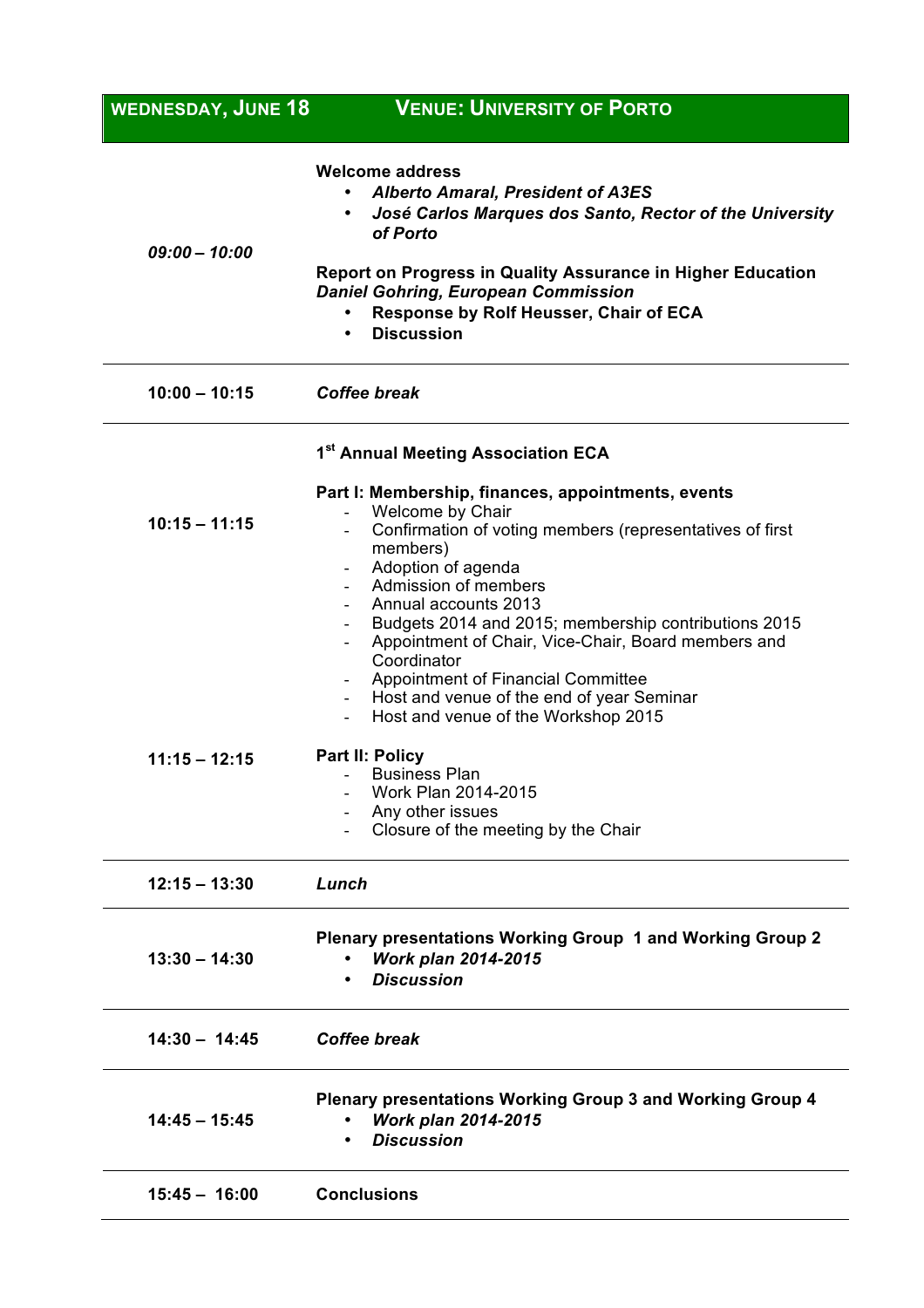| **WEDNESDAY, JUNE 18** | **VENUE: UNIVERSITY OF PORTO** |
|---|---|
| *09:00 – 10:00* | **Welcome address**<br>• ***Alberto Amaral, President of A3ES***<br>• ***José Carlos Marques dos Santo, Rector of the University of Porto***<br><br>**Report on Progress in Quality Assurance in Higher Education**<br>***Daniel Gohring, European Commission***<br>• **Response by Rolf Heusser, Chair of ECA**<br>• **Discussion** |
| **10:00 – 10:15** | ***Coffee break*** |
| **10:15 – 11:15** | **1st Annual Meeting Association ECA**<br><br>**Part I: Membership, finances, appointments, events**<br>- Welcome by Chair<br>- Confirmation of voting members (representatives of first members)<br>- Adoption of agenda<br>- Admission of members<br>- Annual accounts 2013<br>- Budgets 2014 and 2015; membership contributions 2015<br>- Appointment of Chair, Vice-Chair, Board members and Coordinator<br>- Appointment of Financial Committee<br>- Host and venue of the end of year Seminar<br>- Host and venue of the Workshop 2015 |
| **11:15 – 12:15** | **Part II: Policy**<br>- Business Plan<br>- Work Plan 2014-2015<br>- Any other issues<br>- Closure of the meeting by the Chair |
| **12:15 – 13:30** | ***Lunch*** |
| **13:30 – 14:30** | **Plenary presentations Working Group 1 and Working Group 2**<br>• ***Work plan 2014-2015***<br>• ***Discussion*** |
| **14:30 – 14:45** | ***Coffee break*** |
| **14:45 – 15:45** | **Plenary presentations Working Group 3 and Working Group 4**<br>• ***Work plan 2014-2015***<br>• ***Discussion*** |
| **15:45 – 16:00** | **Conclusions** |